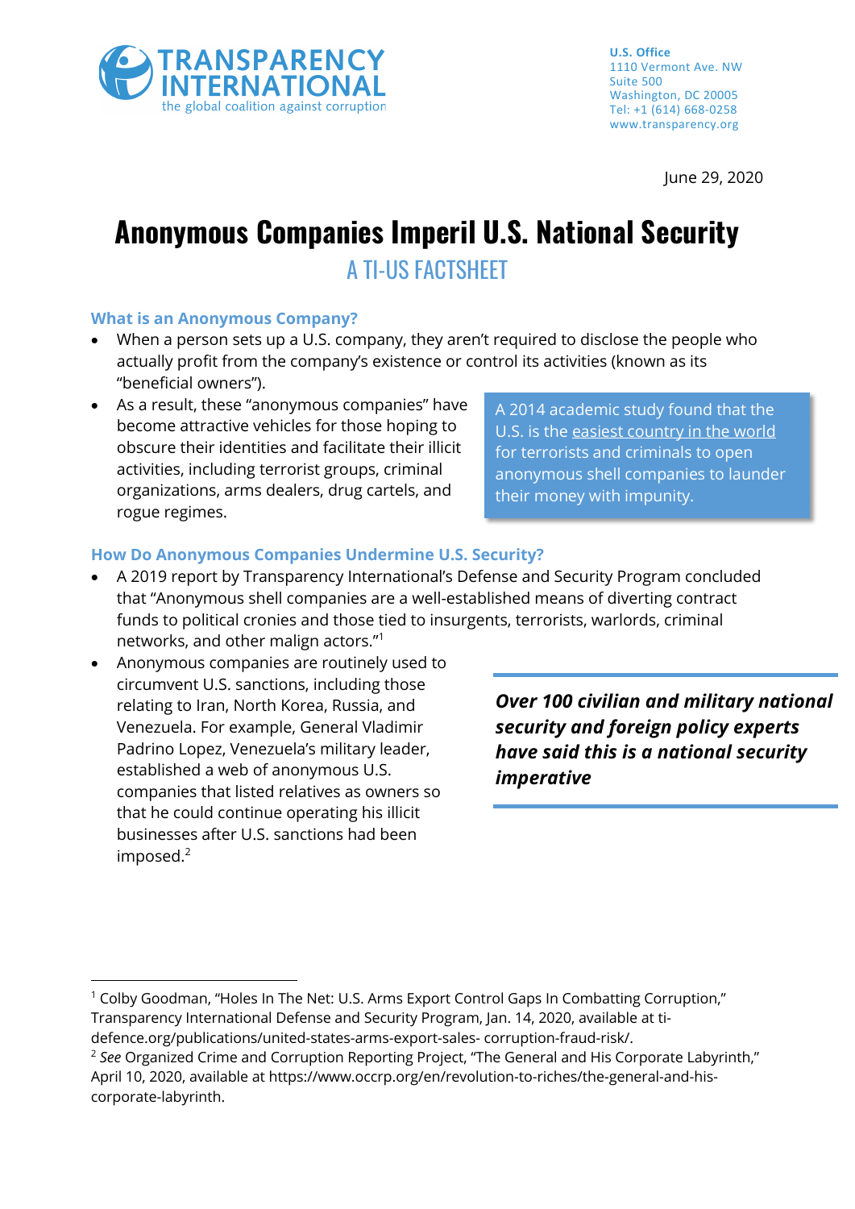TRANSPARENCY INTERNATIONAL
the global coalition against corruption

**U.S. Office**
1110 Vermont Ave. NW
Suite 500
Washington, DC 20005
Tel: +1 (614) 668-0258
www.transparency.org

June 29, 2020

# Anonymous Companies Imperil U.S. National Security

## A TI-US FACTSHEET

### What is an Anonymous Company?

- When a person sets up a U.S. company, they aren't required to disclose the people who actually profit from the company's existence or control its activities (known as its "beneficial owners").
- As a result, these "anonymous companies" have become attractive vehicles for those hoping to obscure their identities and facilitate their illicit activities, including terrorist groups, criminal organizations, arms dealers, drug cartels, and rogue regimes.

A 2014 academic study found that the U.S. is the easiest country in the world for terrorists and criminals to open anonymous shell companies to launder their money with impunity.

### How Do Anonymous Companies Undermine U.S. Security?

- A 2019 report by Transparency International's Defense and Security Program concluded that "Anonymous shell companies are a well-established means of diverting contract funds to political cronies and those tied to insurgents, terrorists, warlords, criminal networks, and other malign actors."[1]
- Anonymous companies are routinely used to circumvent U.S. sanctions, including those relating to Iran, North Korea, Russia, and Venezuela. For example, General Vladimir Padrino Lopez, Venezuela's military leader, established a web of anonymous U.S. companies that listed relatives as owners so that he could continue operating his illicit businesses after U.S. sanctions had been imposed.[2]

***Over 100 civilian and military national security and foreign policy experts have said this is a national security imperative***

---

[1] Colby Goodman, "Holes In The Net: U.S. Arms Export Control Gaps In Combatting Corruption," Transparency International Defense and Security Program, Jan. 14, 2020, available at ti-defence.org/publications/united-states-arms-export-sales- corruption-fraud-risk/.

[2] *See* Organized Crime and Corruption Reporting Project, "The General and His Corporate Labyrinth," April 10, 2020, available at https://www.occrp.org/en/revolution-to-riches/the-general-and-his-corporate-labyrinth.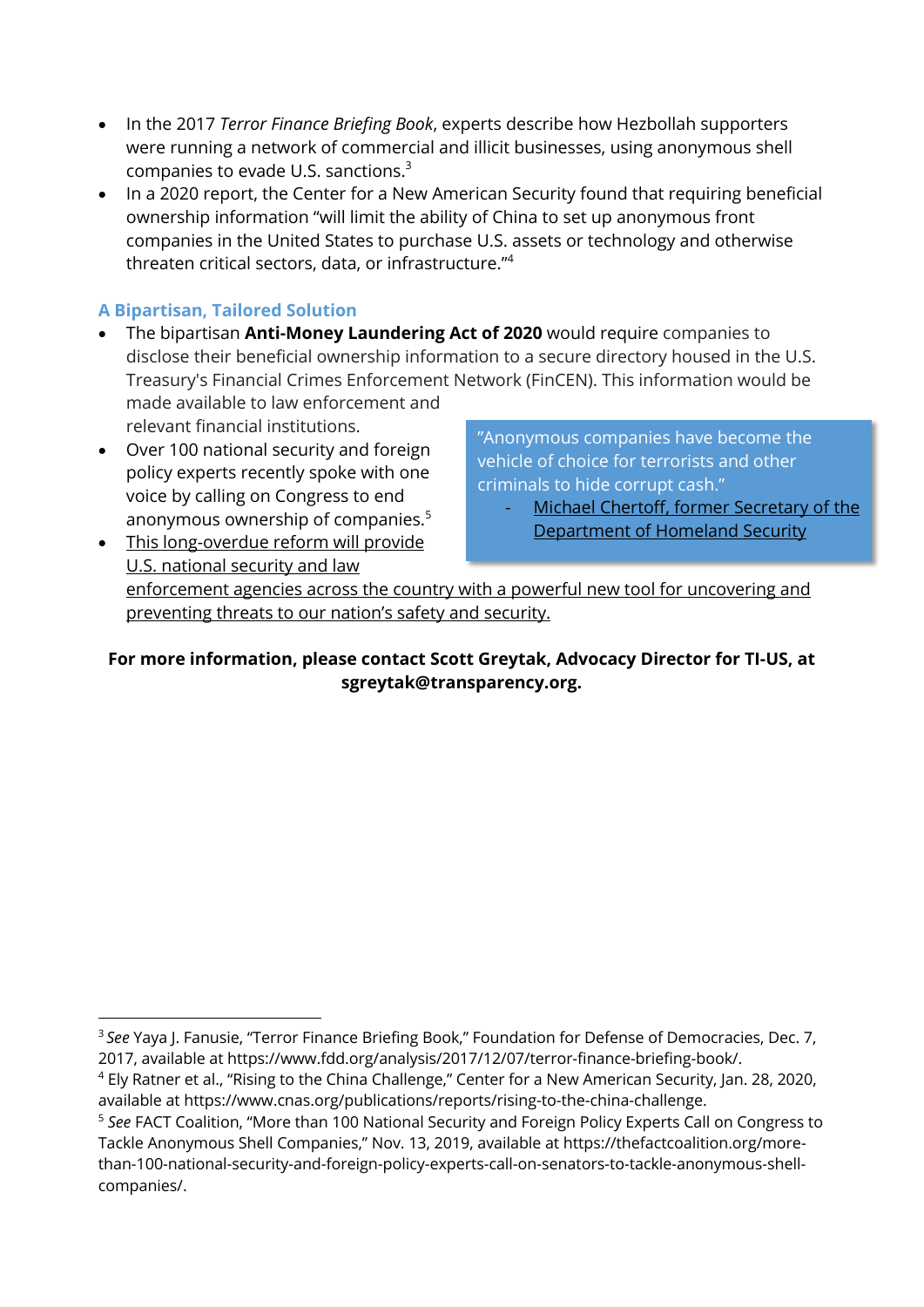- In the 2017 *Terror Finance Briefing Book*, experts describe how Hezbollah supporters were running a network of commercial and illicit businesses, using anonymous shell companies to evade U.S. sanctions.[3]
- In a 2020 report, the Center for a New American Security found that requiring beneficial ownership information "will limit the ability of China to set up anonymous front companies in the United States to purchase U.S. assets or technology and otherwise threaten critical sectors, data, or infrastructure."[4]

### A Bipartisan, Tailored Solution

- The bipartisan **Anti-Money Laundering Act of 2020** would require companies to disclose their beneficial ownership information to a secure directory housed in the U.S. Treasury's Financial Crimes Enforcement Network (FinCEN). This information would be made available to law enforcement and relevant financial institutions.
- Over 100 national security and foreign policy experts recently spoke with one voice by calling on Congress to end anonymous ownership of companies.[5]
- This long-overdue reform will provide U.S. national security and law enforcement agencies across the country with a powerful new tool for uncovering and preventing threats to our nation's safety and security.

> "Anonymous companies have become the vehicle of choice for terrorists and other criminals to hide corrupt cash."
> - Michael Chertoff, former Secretary of the Department of Homeland Security

**For more information, please contact Scott Greytak, Advocacy Director for TI-US, at sgreytak@transparency.org.**

---

[3] *See* Yaya J. Fanusie, "Terror Finance Briefing Book," Foundation for Defense of Democracies, Dec. 7, 2017, available at https://www.fdd.org/analysis/2017/12/07/terror-finance-briefing-book/.

[4] Ely Ratner et al., "Rising to the China Challenge," Center for a New American Security, Jan. 28, 2020, available at https://www.cnas.org/publications/reports/rising-to-the-china-challenge.

[5] *See* FACT Coalition, "More than 100 National Security and Foreign Policy Experts Call on Congress to Tackle Anonymous Shell Companies," Nov. 13, 2019, available at https://thefactcoalition.org/more-than-100-national-security-and-foreign-policy-experts-call-on-senators-to-tackle-anonymous-shell-companies/.